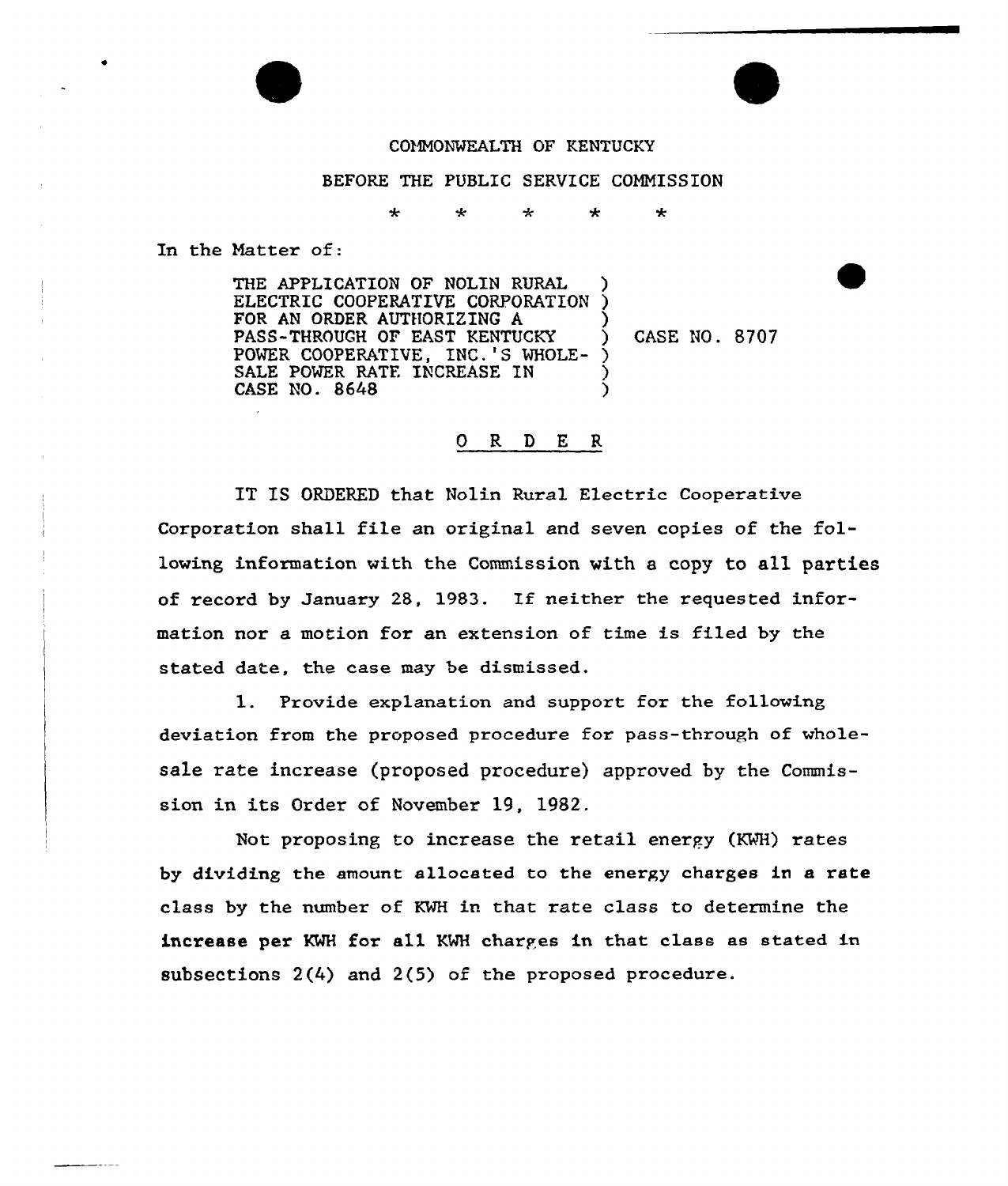COMMONWEALTH OF KENTUCKY

BEFORE THE PUBLIC SERVICE COMMISSION

\* \* \* \* \*

In the Matter of:

THE APPLICATION OF NOLIN RURAL ELECTRIC COOPERATIVE CORPORATION FOR AN ORDER AUTHORIZING A PASS-THROUGH OF EAST KENTUCKY POWER COOPERATIVE, INC.'S WHOLESALE POWER RATE INCREASE IN CASE NO. 8648 ) CASE NO. 8707

## O R D E R

IT IS ORDERED that Nolin Rural Electric Cooperative Corporation shall file an original and seven copies of the following information with the Commission with a copy to all parties of record by January 28, 1983. If neither the requested information nor a motion for an extension of time is filed by the stated date, the case may be dismissed.

1. Provide explanation and support for the following deviation from the proposed procedure for pass-through of wholesale rate increase (proposed procedure) approved by the Commission in its Order of November 19, 1982.

Not proposing to increase the retail energy (KWH) rates by dividing the amount allocated to the energy charges in a rate class by the number of KWH in that rate class to determine the increase per KWH for all KWH charges in that class as stated in subsections 2(4) and 2(5) of the proposed procedure.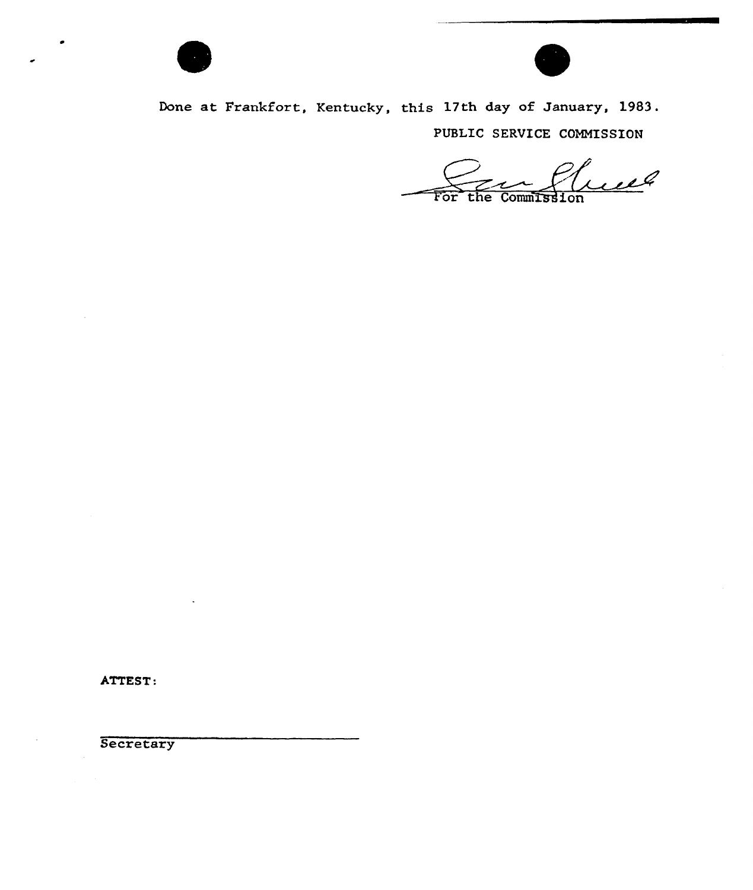Done at Frankfort, Kentucky, this 17th day of January, 1983.

PUBLIC SERVICE COMMISSION

For the Commission

ATTEST:

Secretary